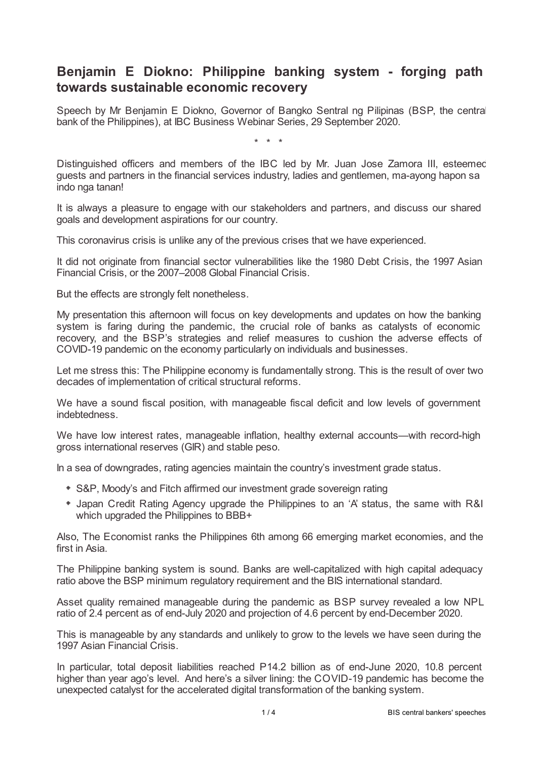# Benjamin E Diokno: Philippine banking system - forging path towards sustainable economic recovery

Speech by Mr Benjamin E Diokno, Governor of Bangko Sentral ng Pilipinas (BSP, the central bank of the Philippines), at IBC Business Webinar Series, 29 September 2020.

\* \* \*

Distinguished officers and members of the IBC led by Mr. Juan Jose Zamora III, esteemed guests and partners in the financial services industry, ladies and gentlemen, ma-ayong hapon sa indo nga tanan!

It is always a pleasure to engage with our stakeholders and partners, and discuss our shared goals and development aspirations for our country.

This coronavirus crisis is unlike any of the previous crises that we have experienced.

It did not originate from financial sector vulnerabilities like the 1980 Debt Crisis, the 1997 Asian Financial Crisis, or the 2007–2008 Global Financial Crisis.

But the effects are strongly felt nonetheless.

My presentation this afternoon will focus on key developments and updates on how the banking system is faring during the pandemic, the crucial role of banks as catalysts of economic recovery, and the BSP's strategies and relief measures to cushion the adverse effects of COVID-19 pandemic on the economy particularly on individuals and businesses.

Let me stress this: The Philippine economy is fundamentally strong. This is the result of over two decades of implementation of critical structural reforms.

We have a sound fiscal position, with manageable fiscal deficit and low levels of government indebtedness.

We have low interest rates, manageable inflation, healthy external accounts—with record-high gross international reserves (GIR) and stable peso.

In a sea of downgrades, rating agencies maintain the country's investment grade status.

- S&P, Moody's and Fitch affirmed our investment grade sovereign rating
- Japan Credit Rating Agency upgrade the Philippines to an 'A' status, the same with R&I which upgraded the Philippines to BBB+

Also, The Economist ranks the Philippines 6th among 66 emerging market economies, and the first in Asia.

The Philippine banking system is sound. Banks are well-capitalized with high capital adequacy ratio above the BSP minimum regulatory requirement and the BIS international standard.

Asset quality remained manageable during the pandemic as BSP survey revealed a low NPL ratio of 2.4 percent as of end-July 2020 and projection of 4.6 percent by end-December 2020.

This is manageable by any standards and unlikely to grow to the levels we have seen during the 1997 Asian Financial Crisis.

In particular, total deposit liabilities reached P14.2 billion as of end-June 2020, 10.8 percent higher than year ago's level. And here's a silver lining: the COVID-19 pandemic has become the unexpected catalyst for the accelerated digital transformation of the banking system.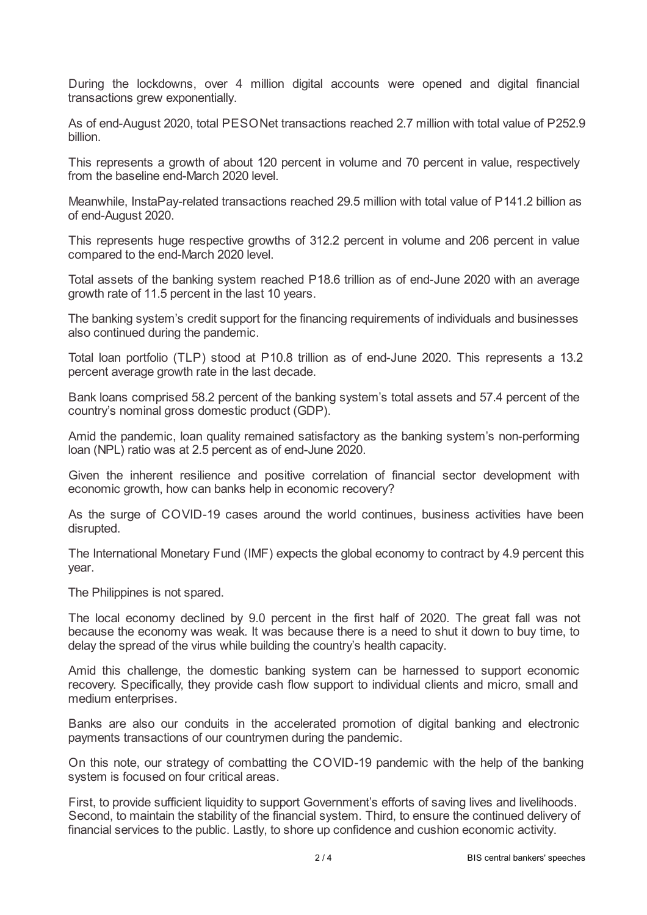During the lockdowns, over 4 million digital accounts were opened and digital financial transactions grew exponentially.

As of end-August 2020, total PESONet transactions reached 2.7 million with total value of P252.9 billion.

This represents a growth of about 120 percent in volume and 70 percent in value, respectively from the baseline end-March 2020 level.

Meanwhile, InstaPay-related transactions reached 29.5 million with total value of P141.2 billion as of end-August 2020.

This represents huge respective growths of 312.2 percent in volume and 206 percent in value compared to the end-March 2020 level.

Total assets of the banking system reached P18.6 trillion as of end-June 2020 with an average growth rate of 11.5 percent in the last 10 years.

The banking system's credit support for the financing requirements of individuals and businesses also continued during the pandemic.

Total loan portfolio (TLP) stood at P10.8 trillion as of end-June 2020. This represents a 13.2 percent average growth rate in the last decade.

Bank loans comprised 58.2 percent of the banking system's total assets and 57.4 percent of the country's nominal gross domestic product (GDP).

Amid the pandemic, loan quality remained satisfactory as the banking system's non-performing loan (NPL) ratio was at 2.5 percent as of end-June 2020.

Given the inherent resilience and positive correlation of financial sector development with economic growth, how can banks help in economic recovery?

As the surge of COVID-19 cases around the world continues, business activities have been disrupted.

The International Monetary Fund (IMF) expects the global economy to contract by 4.9 percent this year.

The Philippines is not spared.

The local economy declined by 9.0 percent in the first half of 2020. The great fall was not because the economy was weak. It was because there is a need to shut it down to buy time, to delay the spread of the virus while building the country's health capacity.

Amid this challenge, the domestic banking system can be harnessed to support economic recovery. Specifically, they provide cash flow support to individual clients and micro, small and medium enterprises.

Banks are also our conduits in the accelerated promotion of digital banking and electronic payments transactions of our countrymen during the pandemic.

On this note, our strategy of combatting the COVID-19 pandemic with the help of the banking system is focused on four critical areas.

First, to provide sufficient liquidity to support Government's efforts of saving lives and livelihoods. Second, to maintain the stability of the financial system. Third, to ensure the continued delivery of financial services to the public. Lastly, to shore up confidence and cushion economic activity.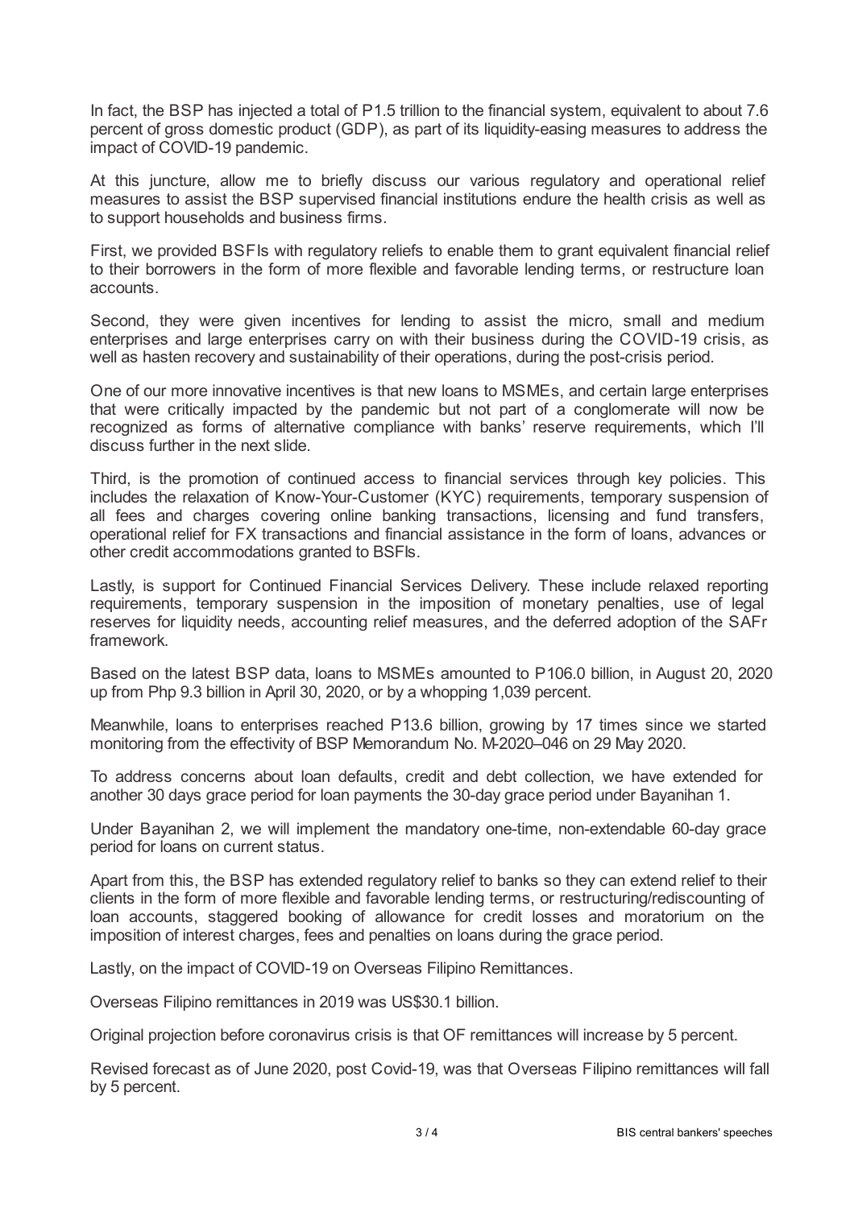In fact, the BSP has injected a total of P1.5 trillion to the financial system, equivalent to about 7.6 percent of gross domestic product (GDP), as part of its liquidity-easing measures to address the impact of COVID-19 pandemic.

At this juncture, allow me to briefly discuss our various regulatory and operational relief measures to assist the BSP supervised financial institutions endure the health crisis as well as to support households and business firms.

First, we provided BSFIs with regulatory reliefs to enable them to grant equivalent financial relief to their borrowers in the form of more flexible and favorable lending terms, or restructure loan accounts.

Second, they were given incentives for lending to assist the micro, small and medium enterprises and large enterprises carry on with their business during the COVID-19 crisis, as well as hasten recovery and sustainability of their operations, during the post-crisis period.

One of our more innovative incentives is that new loans to MSMEs, and certain large enterprises that were critically impacted by the pandemic but not part of a conglomerate will now be recognized as forms of alternative compliance with banks' reserve requirements, which I'll discuss further in the next slide.

Third, is the promotion of continued access to financial services through key policies. This includes the relaxation of Know-Your-Customer (KYC) requirements, temporary suspension of all fees and charges covering online banking transactions, licensing and fund transfers, operational relief for FX transactions and financial assistance in the form of loans, advances or other credit accommodations granted to BSFIs.

Lastly, is support for Continued Financial Services Delivery. These include relaxed reporting requirements, temporary suspension in the imposition of monetary penalties, use of legal reserves for liquidity needs, accounting relief measures, and the deferred adoption of the SAFr framework.

Based on the latest BSP data, loans to MSMEs amounted to P106.0 billion, in August 20, 2020 up from Php 9.3 billion in April 30, 2020, or by a whopping 1,039 percent.

Meanwhile, loans to enterprises reached P13.6 billion, growing by 17 times since we started monitoring from the effectivity of BSP Memorandum No. M-2020–046 on 29 May 2020.

To address concerns about loan defaults, credit and debt collection, we have extended for another 30 days grace period for loan payments the 30-day grace period under Bayanihan 1.

Under Bayanihan 2, we will implement the mandatory one-time, non-extendable 60-day grace period for loans on current status.

Apart from this, the BSP has extended regulatory relief to banks so they can extend relief to their clients in the form of more flexible and favorable lending terms, or restructuring/rediscounting of loan accounts, staggered booking of allowance for credit losses and moratorium on the imposition of interest charges, fees and penalties on loans during the grace period.

Lastly, on the impact of COVID-19 on Overseas Filipino Remittances.

Overseas Filipino remittances in 2019 was US$30.1 billion.

Original projection before coronavirus crisis is that OF remittances will increase by 5 percent.

Revised forecast as of June 2020, post Covid-19, was that Overseas Filipino remittances will fall by 5 percent.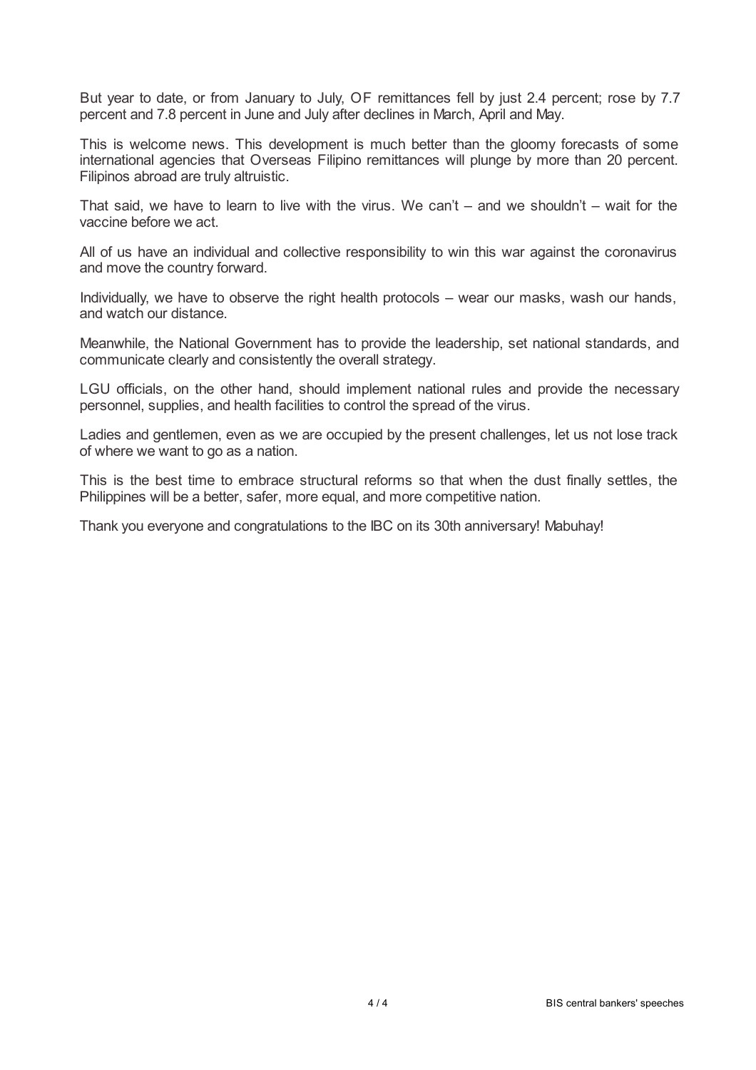But year to date, or from January to July, OF remittances fell by just 2.4 percent; rose by 7.7 percent and 7.8 percent in June and July after declines in March, April and May.

This is welcome news. This development is much better than the gloomy forecasts of some international agencies that Overseas Filipino remittances will plunge by more than 20 percent. Filipinos abroad are truly altruistic.

That said, we have to learn to live with the virus. We can't – and we shouldn't – wait for the vaccine before we act.

All of us have an individual and collective responsibility to win this war against the coronavirus and move the country forward.

Individually, we have to observe the right health protocols – wear our masks, wash our hands, and watch our distance.

Meanwhile, the National Government has to provide the leadership, set national standards, and communicate clearly and consistently the overall strategy.

LGU officials, on the other hand, should implement national rules and provide the necessary personnel, supplies, and health facilities to control the spread of the virus.

Ladies and gentlemen, even as we are occupied by the present challenges, let us not lose track of where we want to go as a nation.

This is the best time to embrace structural reforms so that when the dust finally settles, the Philippines will be a better, safer, more equal, and more competitive nation.

Thank you everyone and congratulations to the IBC on its 30th anniversary! Mabuhay!